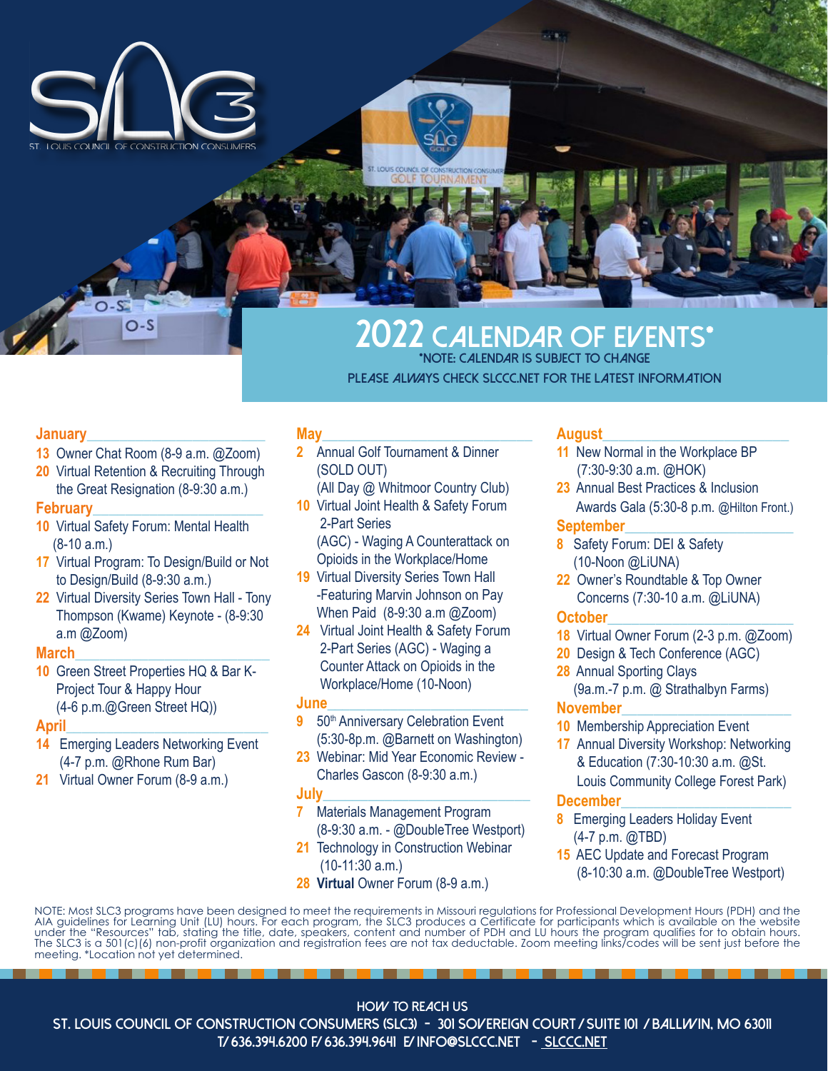# 2022 CALENDAR OF EVENTS*

*NOTE: CALENDAR IS SUBJECT TO CHANGE
PLEASE *ALWAYS* CHECK SLCCC.NET FOR THE LATEST INFORMATION

## January

- **13** Owner Chat Room (8-9 a.m. @Zoom)
- **20** Virtual Retention & Recruiting Through the Great Resignation (8-9:30 a.m.)

## February

- **10** Virtual Safety Forum: Mental Health (8-10 a.m.)
- **17** Virtual Program: To Design/Build or Not to Design/Build (8-9:30 a.m.)
- **22** Virtual Diversity Series Town Hall - Tony Thompson (Kwame) Keynote - (8-9:30 a.m @Zoom)

## March

- **10** Green Street Properties HQ & Bar K-Project Tour & Happy Hour (4-6 p.m.@Green Street HQ))

## April

- **14** Emerging Leaders Networking Event (4-7 p.m. @Rhone Rum Bar)
- **21** Virtual Owner Forum (8-9 a.m.)

## May

- **2** Annual Golf Tournament & Dinner (SOLD OUT) (All Day @ Whitmoor Country Club)
- **10** Virtual Joint Health & Safety Forum 2-Part Series (AGC) - Waging A Counterattack on Opioids in the Workplace/Home
- **19** Virtual Diversity Series Town Hall -Featuring Marvin Johnson on Pay When Paid (8-9:30 a.m @Zoom)
- **24** Virtual Joint Health & Safety Forum 2-Part Series (AGC) - Waging a Counter Attack on Opioids in the Workplace/Home (10-Noon)

## June

- **9** 50th Anniversary Celebration Event (5:30-8p.m. @Barnett on Washington)
- **23** Webinar: Mid Year Economic Review - Charles Gascon (8-9:30 a.m.)

## July

- **7** Materials Management Program (8-9:30 a.m. - @DoubleTree Westport)
- **21** Technology in Construction Webinar (10-11:30 a.m.)
- **28** **Virtual** Owner Forum (8-9 a.m.)

## August

- **11** New Normal in the Workplace BP (7:30-9:30 a.m. @HOK)
- **23** Annual Best Practices & Inclusion Awards Gala (5:30-8 p.m. @Hilton Front.)

## September

- **8** Safety Forum: DEI & Safety (10-Noon @LiUNA)
- **22** Owner's Roundtable & Top Owner Concerns (7:30-10 a.m. @LiUNA)

## October

- **18** Virtual Owner Forum (2-3 p.m. @Zoom)
- **20** Design & Tech Conference (AGC)
- **28** Annual Sporting Clays (9a.m.-7 p.m. @ Strathalbyn Farms)

## November

- **10** Membership Appreciation Event
- **17** Annual Diversity Workshop: Networking & Education (7:30-10:30 a.m. @St. Louis Community College Forest Park)

## December

- **8** Emerging Leaders Holiday Event (4-7 p.m. @TBD)
- **15** AEC Update and Forecast Program (8-10:30 a.m. @DoubleTree Westport)

NOTE: Most SLC3 programs have been designed to meet the requirements in Missouri regulations for Professional Development Hours (PDH) and the AIA guidelines for Learning Unit (LU) hours. For each program, the SLC3 produces a Certificate for participants which is available on the website under the "Resources" tab, stating the title, date, speakers, content and number of PDH and LU hours the program qualifies for to obtain hours. The SLC3 is a 501(c)(6) non-profit organization and registration fees are not tax deductable. Zoom meeting links/codes will be sent just before the meeting. *Location not yet determined.

HOW TO REACH US
ST. LOUIS COUNCIL OF CONSTRUCTION CONSUMERS (SLC3) - 301 SOVEREIGN COURT / SUITE 101 / BALLWIN, MO 63011
T/ 636.394.6200 F/ 636.394.9641 E/ INFO@SLCCC.NET - SLCCC.NET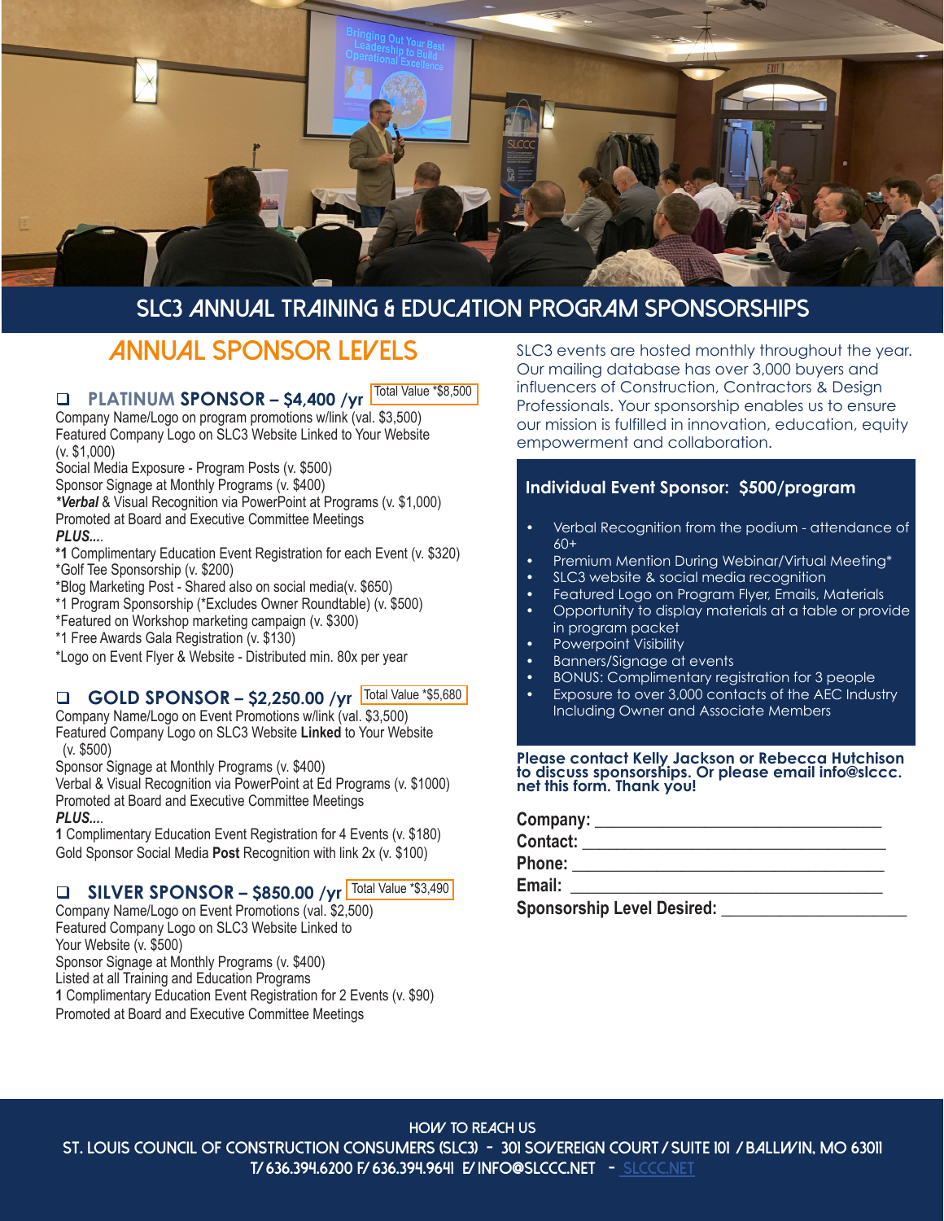# SLC3 ANNUAL TRAINING & EDUCATION PROGRAM SPONSORSHIPS

## ANNUAL SPONSOR LEVELS

### ❑ PLATINUM SPONSOR – $4,400 /yr  Total Value *$8,500

Company Name/Logo on program promotions w/link (val. $3,500)
Featured Company Logo on SLC3 Website Linked to Your Website (v. $1,000)
Social Media Exposure - Program Posts (v. $500)
Sponsor Signage at Monthly Programs (v. $400)
***Verbal** & Visual Recognition via PowerPoint at Programs (v. $1,000)*
Promoted at Board and Executive Committee Meetings
***PLUS....***
***1** Complimentary Education Event Registration for each Event (v. $320)
*Golf Tee Sponsorship (v. $200)
*Blog Marketing Post - Shared also on social media(v. $650)
*1 Program Sponsorship (*Excludes Owner Roundtable) (v. $500)
*Featured on Workshop marketing campaign (v. $300)
*1 Free Awards Gala Registration (v. $130)
*Logo on Event Flyer & Website - Distributed min. 80x per year

### ❑ GOLD SPONSOR – $2,250.00 /yr  Total Value *$5,680

Company Name/Logo on Event Promotions w/link (val. $3,500)
Featured Company Logo on SLC3 Website **Linked** to Your Website (v. $500)
Sponsor Signage at Monthly Programs (v. $400)
Verbal & Visual Recognition via PowerPoint at Ed Programs (v. $1000)
Promoted at Board and Executive Committee Meetings
***PLUS....***
**1** Complimentary Education Event Registration for 4 Events (v. $180)
Gold Sponsor Social Media **Post** Recognition with link 2x (v. $100)

### ❑ SILVER SPONSOR – $850.00 /yr  Total Value *$3,490

Company Name/Logo on Event Promotions (val. $2,500)
Featured Company Logo on SLC3 Website Linked to Your Website (v. $500)
Sponsor Signage at Monthly Programs (v. $400)
Listed at all Training and Education Programs
**1** Complimentary Education Event Registration for 2 Events (v. $90)
Promoted at Board and Executive Committee Meetings

SLC3 events are hosted monthly throughout the year. Our mailing database has over 3,000 buyers and influencers of Construction, Contractors & Design Professionals. Your sponsorship enables us to ensure our mission is fulfilled in innovation, education, equity empowerment and collaboration.

### Individual Event Sponsor: $500/program

- Verbal Recognition from the podium - attendance of 60+
- Premium Mention During Webinar/Virtual Meeting*
- SLC3 website & social media recognition
- Featured Logo on Program Flyer, Emails, Materials
- Opportunity to display materials at a table or provide in program packet
- Powerpoint Visibility
- Banners/Signage at events
- BONUS: Complimentary registration for 3 people
- Exposure to over 3,000 contacts of the AEC Industry Including Owner and Associate Members

**Please contact Kelly Jackson or Rebecca Hutchison to discuss sponsorships. Or please email info@slccc.net this form. Thank you!**

**Company:** ______________________________
**Contact:** ______________________________
**Phone:** ______________________________
**Email:** ______________________________
**Sponsorship Level Desired:** ____________________

HOW TO REACH US
ST. LOUIS COUNCIL OF CONSTRUCTION CONSUMERS (SLC3) - 301 SOVEREIGN COURT / SUITE 101 / BALLWIN, MO 63011
T/ 636.394.6200 F/ 636.394.9641 E/ INFO@SLCCC.NET - SLCCC.NET